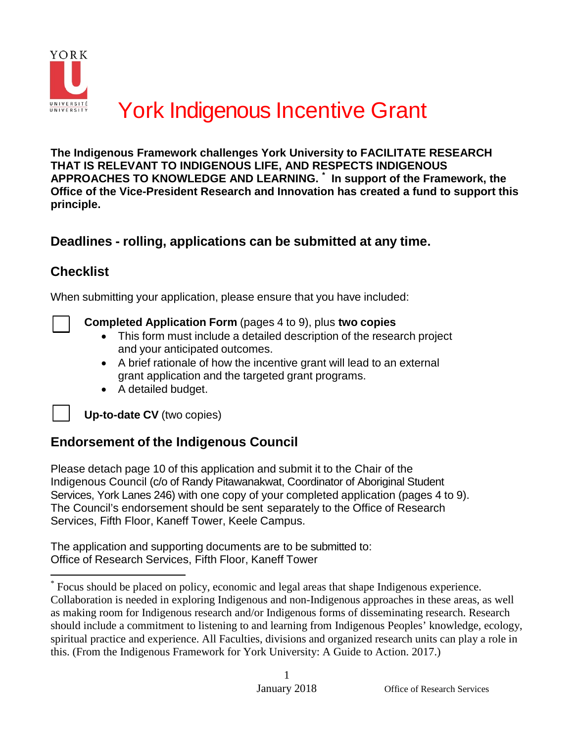# York Indigenous Incentive Grant

**The Indigenous Framework challenges York University to FACILITATE RESEARCH THAT IS RELEVANT TO INDIGENOUS LIFE, AND RESPECTS INDIGENOUS APPROACHES TO KNOWLEDGE AND LEARNING.** [*] **In support of the Framework, the Office of the Vice-President Research and Innovation has created a fund to support this principle.**

## Deadlines - rolling, applications can be submitted at any time.

## Checklist

When submitting your application, please ensure that you have included:

- [ ] **Completed Application Form** (pages 4 to 9), plus **two copies**
  - This form must include a detailed description of the research project and your anticipated outcomes.
  - A brief rationale of how the incentive grant will lead to an external grant application and the targeted grant programs.
  - A detailed budget.
- [ ] **Up-to-date CV** (two copies)

## Endorsement of the Indigenous Council

Please detach page 10 of this application and submit it to the Chair of the Indigenous Council (c/o of Randy Pitawanakwat, Coordinator of Aboriginal Student Services, York Lanes 246) with one copy of your completed application (pages 4 to 9). The Council's endorsement should be sent separately to the Office of Research Services, Fifth Floor, Kaneff Tower, Keele Campus.

The application and supporting documents are to be submitted to:
Office of Research Services, Fifth Floor, Kaneff Tower

---

[*] Focus should be placed on policy, economic and legal areas that shape Indigenous experience. Collaboration is needed in exploring Indigenous and non-Indigenous approaches in these areas, as well as making room for Indigenous research and/or Indigenous forms of disseminating research. Research should include a commitment to listening to and learning from Indigenous Peoples' knowledge, ecology, spiritual practice and experience. All Faculties, divisions and organized research units can play a role in this. (From the Indigenous Framework for York University: A Guide to Action. 2017.)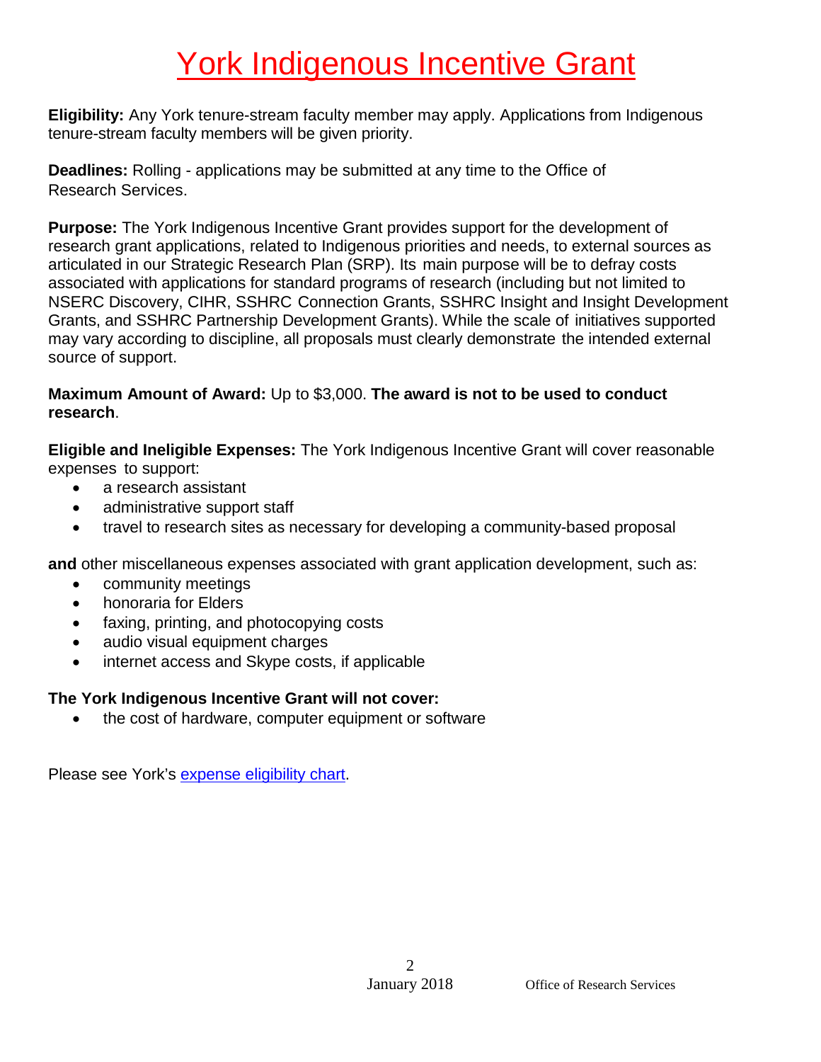# York Indigenous Incentive Grant

**Eligibility:** Any York tenure-stream faculty member may apply. Applications from Indigenous tenure-stream faculty members will be given priority.

**Deadlines:** Rolling - applications may be submitted at any time to the Office of Research Services.

**Purpose:** The York Indigenous Incentive Grant provides support for the development of research grant applications, related to Indigenous priorities and needs, to external sources as articulated in our Strategic Research Plan (SRP). Its main purpose will be to defray costs associated with applications for standard programs of research (including but not limited to NSERC Discovery, CIHR, SSHRC Connection Grants, SSHRC Insight and Insight Development Grants, and SSHRC Partnership Development Grants). While the scale of initiatives supported may vary according to discipline, all proposals must clearly demonstrate the intended external source of support.

**Maximum Amount of Award:** Up to $3,000. **The award is not to be used to conduct research**.

**Eligible and Ineligible Expenses:** The York Indigenous Incentive Grant will cover reasonable expenses to support:

- a research assistant
- administrative support staff
- travel to research sites as necessary for developing a community-based proposal

**and** other miscellaneous expenses associated with grant application development, such as:

- community meetings
- honoraria for Elders
- faxing, printing, and photocopying costs
- audio visual equipment charges
- internet access and Skype costs, if applicable

**The York Indigenous Incentive Grant will not cover:**

- the cost of hardware, computer equipment or software

Please see York's expense eligibility chart.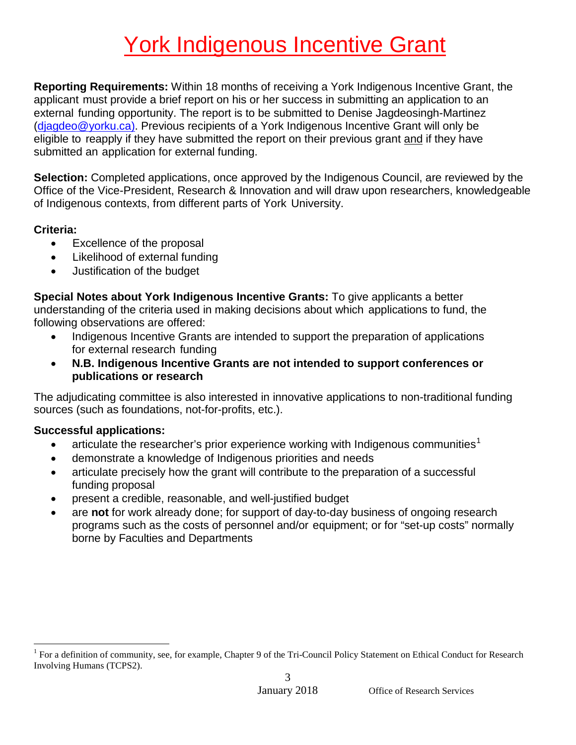# York Indigenous Incentive Grant

**Reporting Requirements:** Within 18 months of receiving a York Indigenous Incentive Grant, the applicant must provide a brief report on his or her success in submitting an application to an external funding opportunity. The report is to be submitted to Denise Jagdeosingh-Martinez (djagdeo@yorku.ca). Previous recipients of a York Indigenous Incentive Grant will only be eligible to reapply if they have submitted the report on their previous grant and if they have submitted an application for external funding.

**Selection:** Completed applications, once approved by the Indigenous Council, are reviewed by the Office of the Vice-President, Research & Innovation and will draw upon researchers, knowledgeable of Indigenous contexts, from different parts of York University.

**Criteria:**

- Excellence of the proposal
- Likelihood of external funding
- Justification of the budget

**Special Notes about York Indigenous Incentive Grants:** To give applicants a better understanding of the criteria used in making decisions about which applications to fund, the following observations are offered:

- Indigenous Incentive Grants are intended to support the preparation of applications for external research funding
- **N.B. Indigenous Incentive Grants are not intended to support conferences or publications or research**

The adjudicating committee is also interested in innovative applications to non-traditional funding sources (such as foundations, not-for-profits, etc.).

**Successful applications:**

- articulate the researcher's prior experience working with Indigenous communities[1]
- demonstrate a knowledge of Indigenous priorities and needs
- articulate precisely how the grant will contribute to the preparation of a successful funding proposal
- present a credible, reasonable, and well-justified budget
- are **not** for work already done; for support of day-to-day business of ongoing research programs such as the costs of personnel and/or equipment; or for "set-up costs" normally borne by Faculties and Departments

[1] For a definition of community, see, for example, Chapter 9 of the Tri-Council Policy Statement on Ethical Conduct for Research Involving Humans (TCPS2).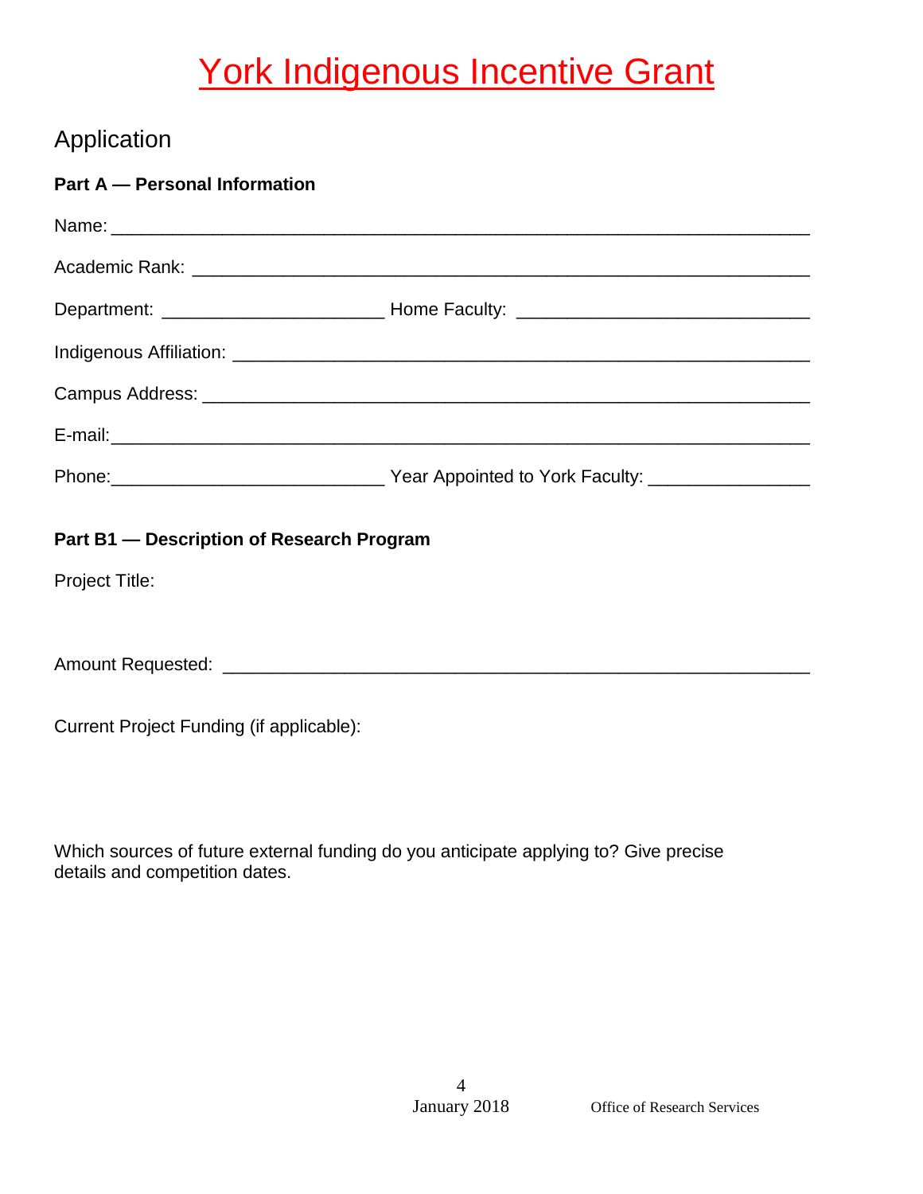# York Indigenous Incentive Grant

## Application

**Part A — Personal Information**

Name: ______________________________________________________________

Academic Rank: _______________________________________________________

Department: ______________________ Home Faculty: ____________________________

Indigenous Affiliation: ___________________________________________________

Campus Address: ______________________________________________________

E-mail: ______________________________________________________________

Phone: ___________________________ Year Appointed to York Faculty: ________________

**Part B1 — Description of Research Program**

Project Title:

Amount Requested: ____________________________________________________

Current Project Funding (if applicable):

Which sources of future external funding do you anticipate applying to? Give precise details and competition dates.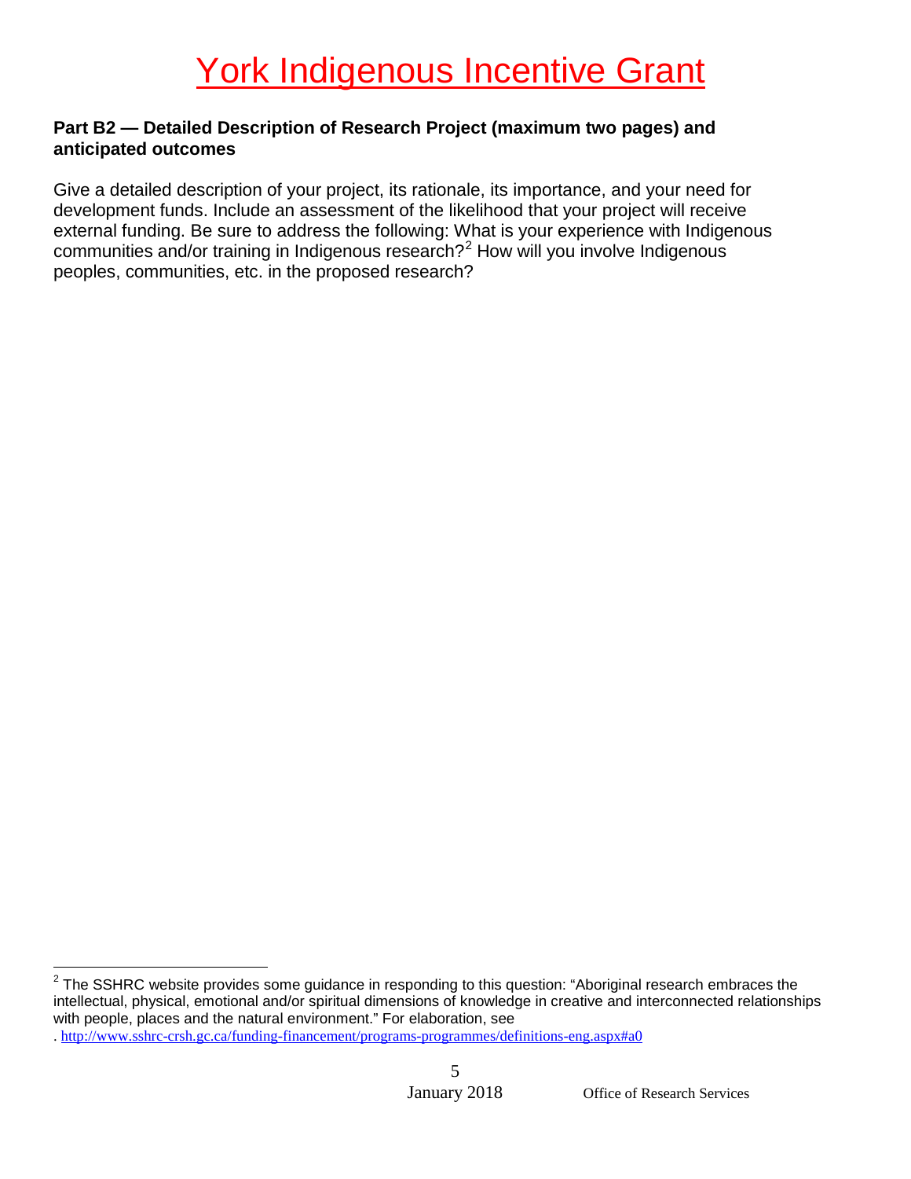# York Indigenous Incentive Grant

**Part B2 — Detailed Description of Research Project (maximum two pages) and anticipated outcomes**

Give a detailed description of your project, its rationale, its importance, and your need for development funds. Include an assessment of the likelihood that your project will receive external funding. Be sure to address the following: What is your experience with Indigenous communities and/or training in Indigenous research?[2] How will you involve Indigenous peoples, communities, etc. in the proposed research?

---

[2] The SSHRC website provides some guidance in responding to this question: "Aboriginal research embraces the intellectual, physical, emotional and/or spiritual dimensions of knowledge in creative and interconnected relationships with people, places and the natural environment." For elaboration, see . http://www.sshrc-crsh.gc.ca/funding-financement/programs-programmes/definitions-eng.aspx#a0

January 2018 Office of Research Services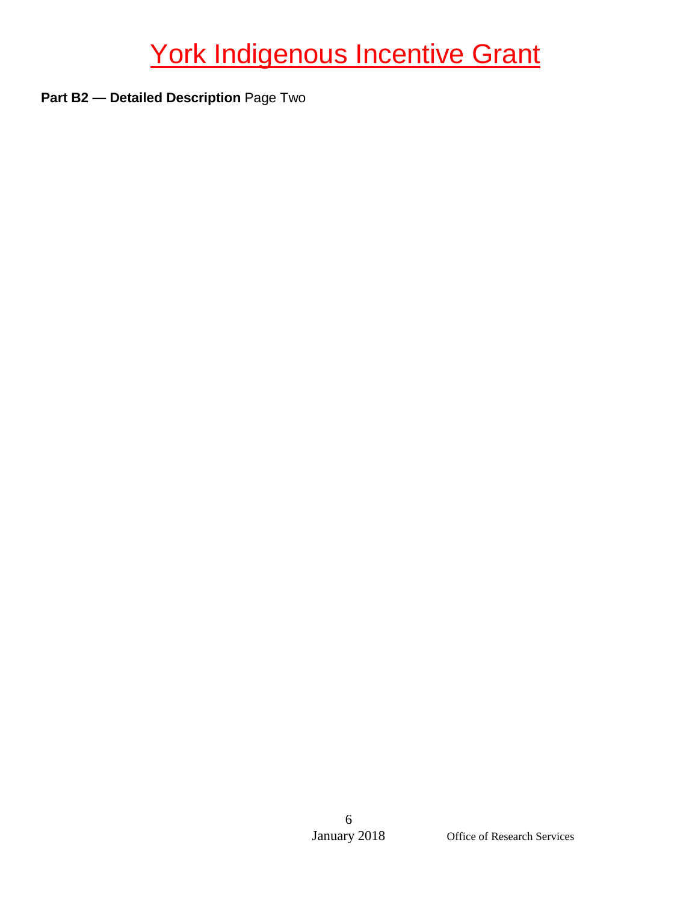# York Indigenous Incentive Grant

**Part B2 — Detailed Description** Page Two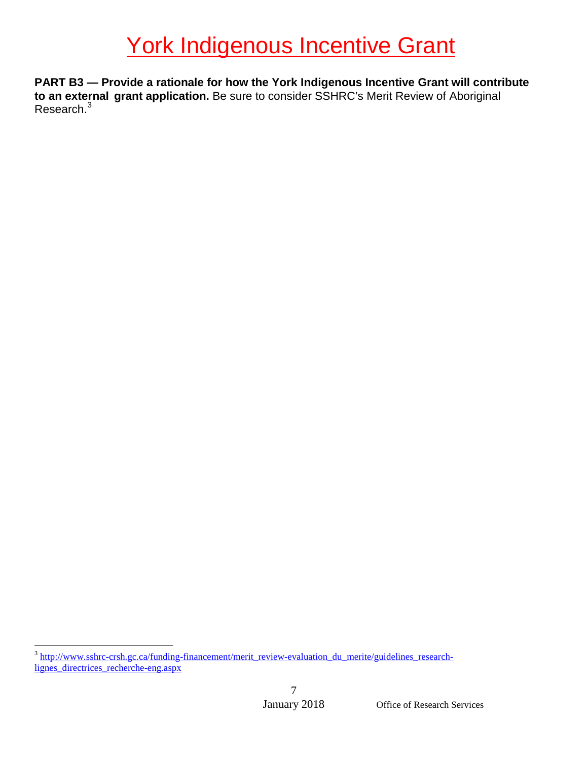# York Indigenous Incentive Grant

**PART B3 — Provide a rationale for how the York Indigenous Incentive Grant will contribute to an external grant application.** Be sure to consider SSHRC's Merit Review of Aboriginal Research.[3]

---

[3] http://www.sshrc-crsh.gc.ca/funding-financement/merit_review-evaluation_du_merite/guidelines_research-lignes_directrices_recherche-eng.aspx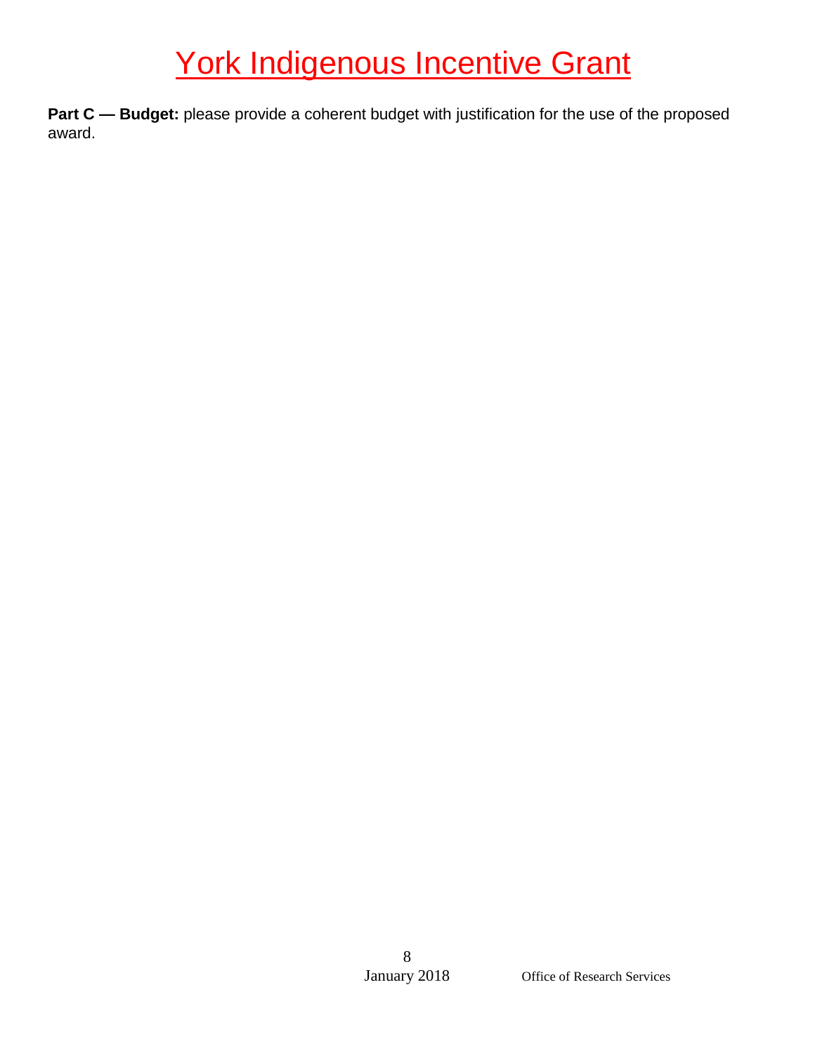# York Indigenous Incentive Grant

**Part C — Budget:** please provide a coherent budget with justification for the use of the proposed award.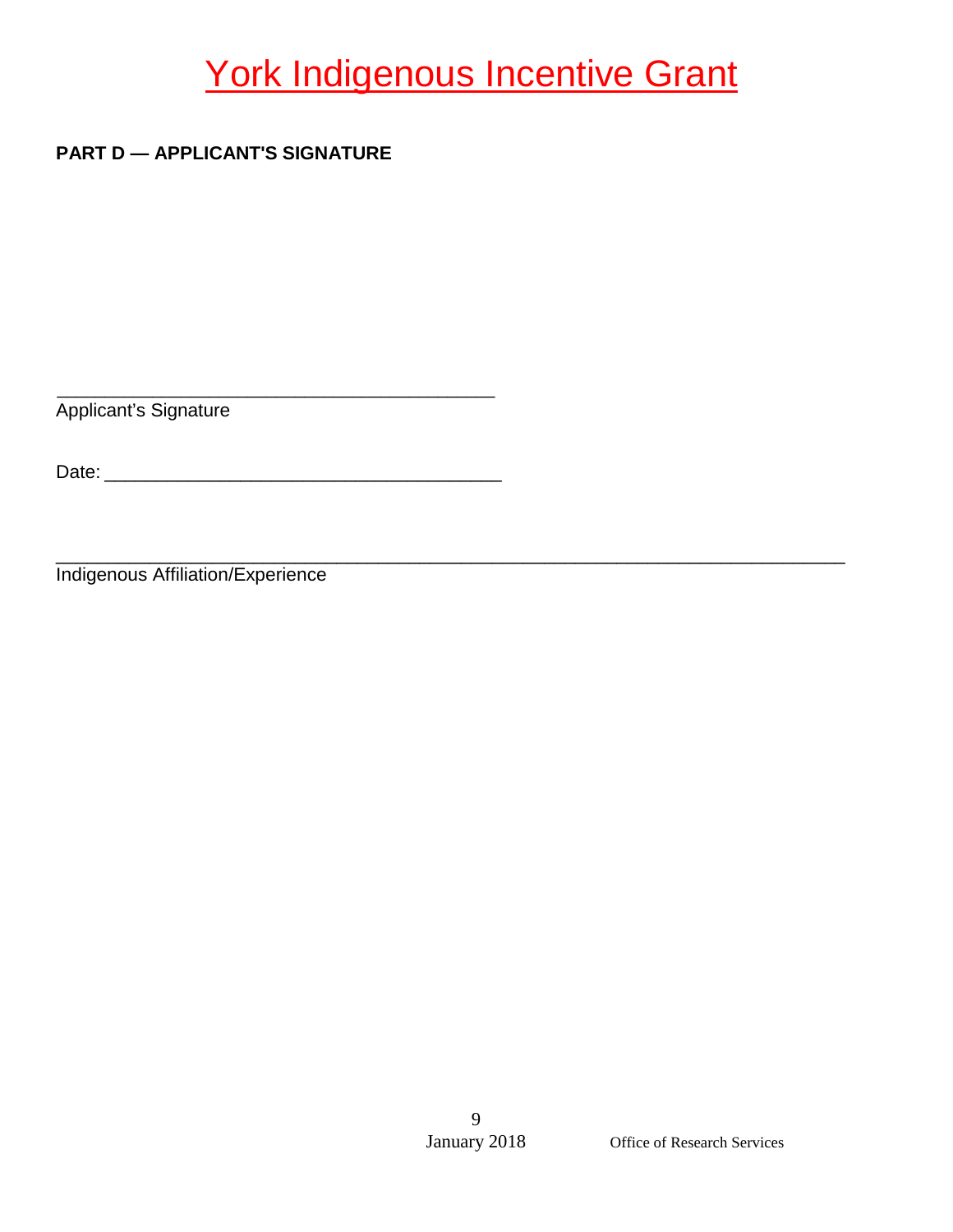# York Indigenous Incentive Grant

**PART D — APPLICANT'S SIGNATURE**

\_\_\_\_\_\_\_\_\_\_\_\_\_\_\_\_\_\_\_\_\_\_\_\_\_\_\_\_\_\_\_\_\_\_\_\_\_\_\_\_\_\_\_\_\_
Applicant's Signature

Date: \_\_\_\_\_\_\_\_\_\_\_\_\_\_\_\_\_\_\_\_\_\_\_\_\_\_\_\_\_\_\_\_\_\_\_\_\_\_\_

\_\_\_\_\_\_\_\_\_\_\_\_\_\_\_\_\_\_\_\_\_\_\_\_\_\_\_\_\_\_\_\_\_\_\_\_\_\_\_\_\_\_\_\_\_\_\_\_\_\_\_\_\_\_\_\_\_\_\_\_\_\_\_\_\_\_\_\_\_\_\_\_\_\_\_\_\_\_\_
Indigenous Affiliation/Experience

January 2018 Office of Research Services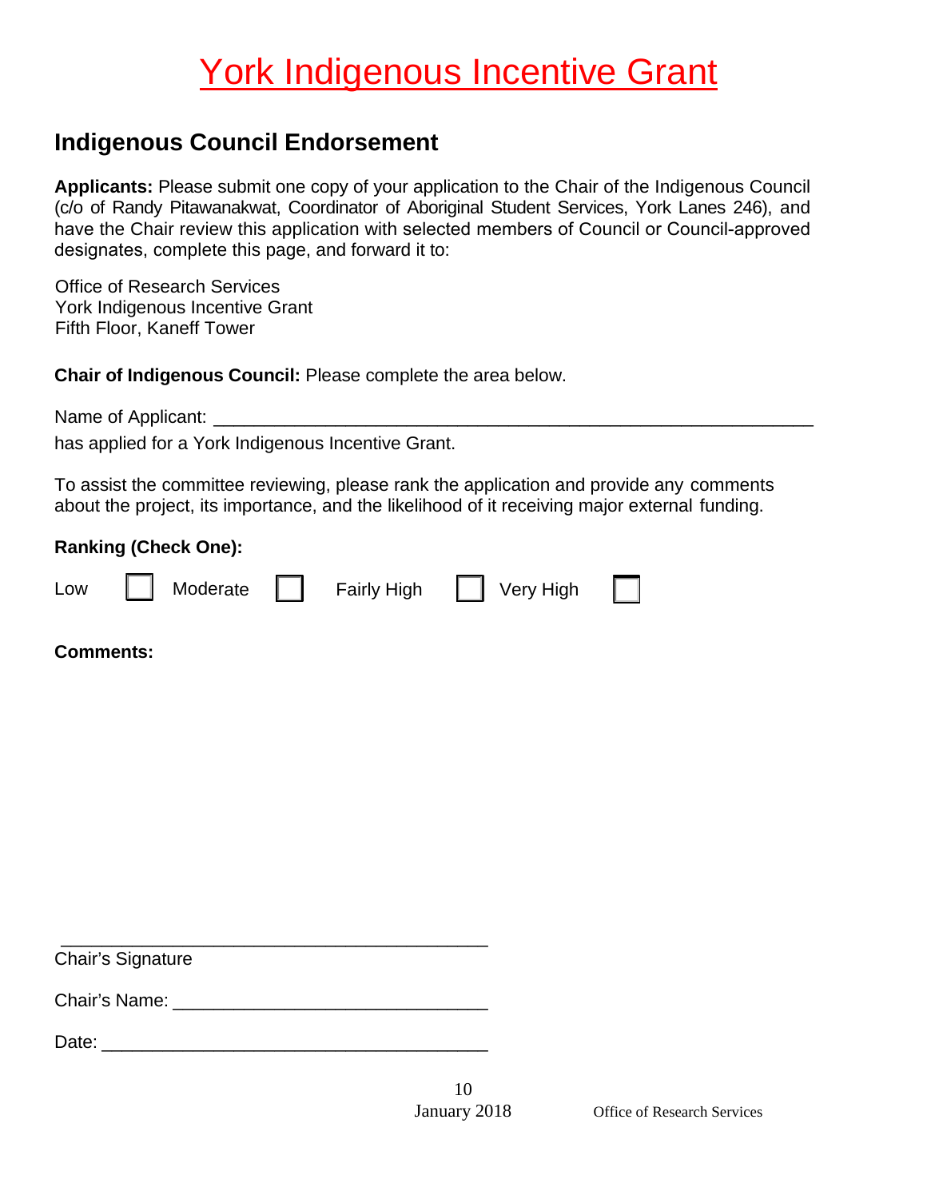# York Indigenous Incentive Grant

## Indigenous Council Endorsement

**Applicants:** Please submit one copy of your application to the Chair of the Indigenous Council (c/o of Randy Pitawanakwat, Coordinator of Aboriginal Student Services, York Lanes 246), and have the Chair review this application with selected members of Council or Council-approved designates, complete this page, and forward it to:

Office of Research Services
York Indigenous Incentive Grant
Fifth Floor, Kaneff Tower

**Chair of Indigenous Council:** Please complete the area below.

Name of Applicant: ____________________________________________________________
has applied for a York Indigenous Incentive Grant.

To assist the committee reviewing, please rank the application and provide any comments about the project, its importance, and the likelihood of it receiving major external funding.

**Ranking (Check One):**

Low ☐ Moderate ☐ Fairly High ☐ Very High ☐

**Comments:**

___________________________________________
Chair's Signature

Chair's Name: ______________________________

Date: ______________________________________

January 2018 Office of Research Services